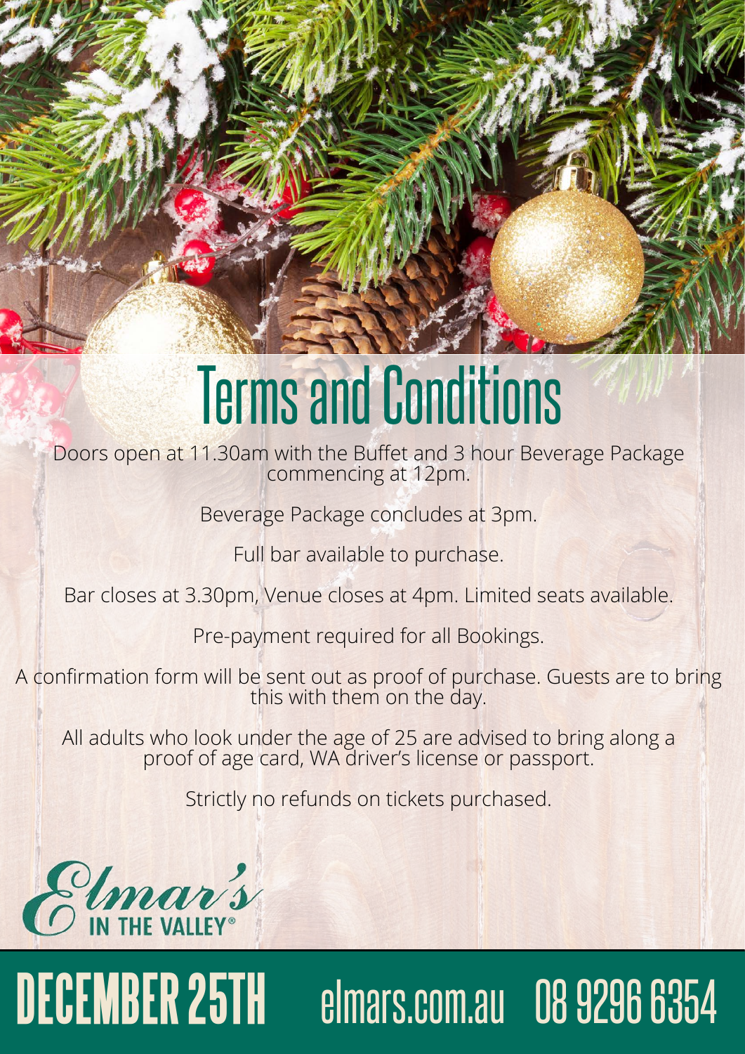# Terms and Conditions

Doors open at 11.30am with the Buffet and 3 hour Beverage Package commencing at 12pm.

Beverage Package concludes at 3pm.

Full bar available to purchase.

Bar closes at 3.30pm, Venue closes at 4pm. Limited seats available.

Pre-payment required for all Bookings.

A confirmation form will be sent out as proof of purchase. Guests are to bring this with them on the day.

All adults who look under the age of 25 are advised to bring along a proof of age card, WA driver's license or passport.

Strictly no refunds on tickets purchased.

Elmar's IN THE VALLEY®

**DECEMBER 25TH** elmars.com.au 08 9296 6354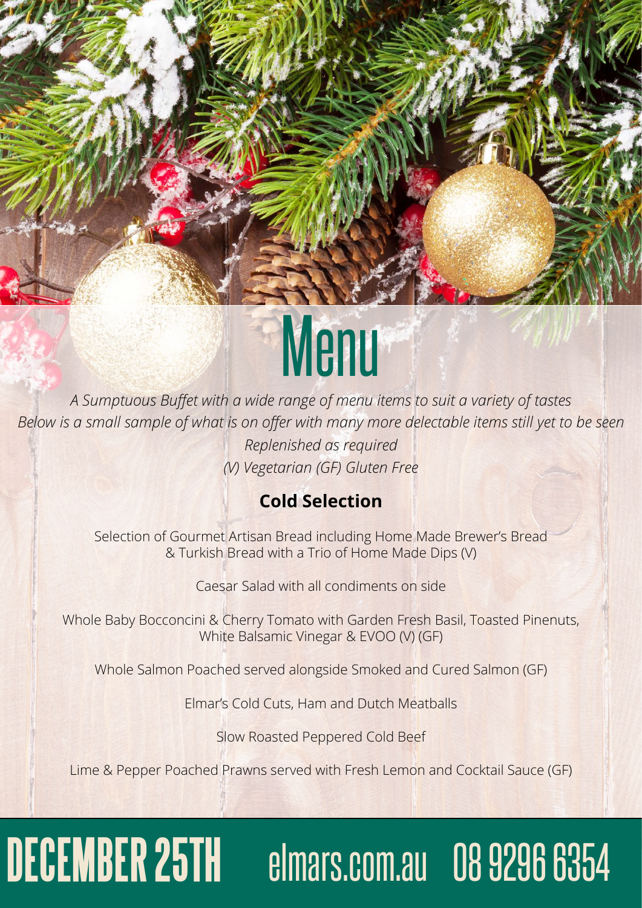# Menu

*A Sumptuous Buffet with a wide range of menu items to suit a variety of tastes*
*Below is a small sample of what is on offer with many more delectable items still yet to be seen*
*Replenished as required*
*(V) Vegetarian (GF) Gluten Free*

## Cold Selection

Selection of Gourmet Artisan Bread including Home Made Brewer's Bread & Turkish Bread with a Trio of Home Made Dips (V)

Caesar Salad with all condiments on side

Whole Baby Bocconcini & Cherry Tomato with Garden Fresh Basil, Toasted Pinenuts, White Balsamic Vinegar & EVOO (V) (GF)

Whole Salmon Poached served alongside Smoked and Cured Salmon (GF)

Elmar's Cold Cuts, Ham and Dutch Meatballs

Slow Roasted Peppered Cold Beef

Lime & Pepper Poached Prawns served with Fresh Lemon and Cocktail Sauce (GF)

DECEMBER 25TH elmars.com.au 08 9296 6354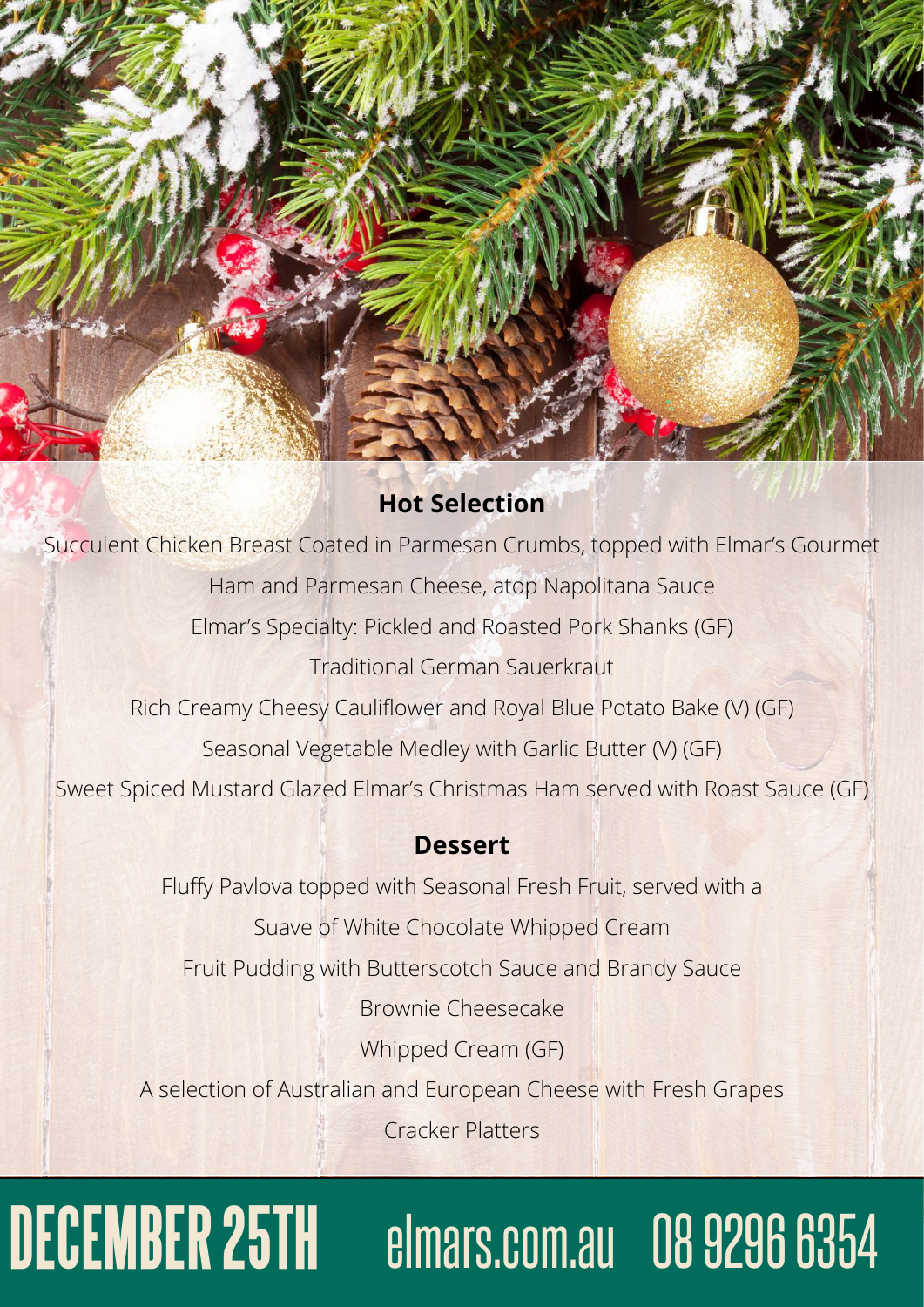## Hot Selection

Succulent Chicken Breast Coated in Parmesan Crumbs, topped with Elmar's Gourmet Ham and Parmesan Cheese, atop Napolitana Sauce

Elmar's Specialty: Pickled and Roasted Pork Shanks (GF)

Traditional German Sauerkraut

Rich Creamy Cheesy Cauliflower and Royal Blue Potato Bake (V) (GF)

Seasonal Vegetable Medley with Garlic Butter (V) (GF)

Sweet Spiced Mustard Glazed Elmar's Christmas Ham served with Roast Sauce (GF)

## Dessert

Fluffy Pavlova topped with Seasonal Fresh Fruit, served with a Suave of White Chocolate Whipped Cream

Fruit Pudding with Butterscotch Sauce and Brandy Sauce

Brownie Cheesecake

Whipped Cream (GF)

A selection of Australian and European Cheese with Fresh Grapes

Cracker Platters

**DECEMBER 25TH** elmars.com.au 08 9296 6354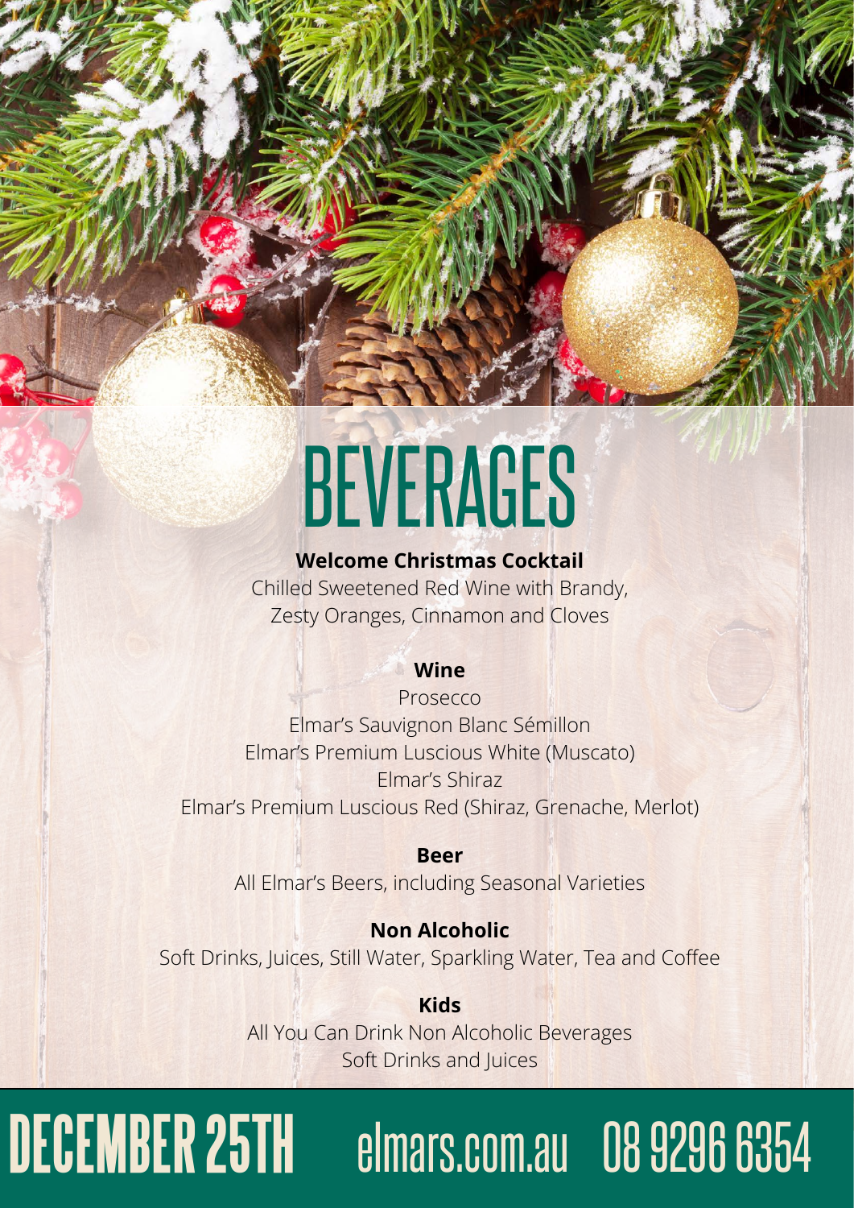# BEVERAGES

**Welcome Christmas Cocktail**
Chilled Sweetened Red Wine with Brandy,
Zesty Oranges, Cinnamon and Cloves

**Wine**
Prosecco
Elmar's Sauvignon Blanc Sémillon
Elmar's Premium Luscious White (Muscato)
Elmar's Shiraz
Elmar's Premium Luscious Red (Shiraz, Grenache, Merlot)

**Beer**
All Elmar's Beers, including Seasonal Varieties

**Non Alcoholic**
Soft Drinks, Juices, Still Water, Sparkling Water, Tea and Coffee

**Kids**
All You Can Drink Non Alcoholic Beverages
Soft Drinks and Juices

DECEMBER 25TH elmars.com.au 08 9296 6354